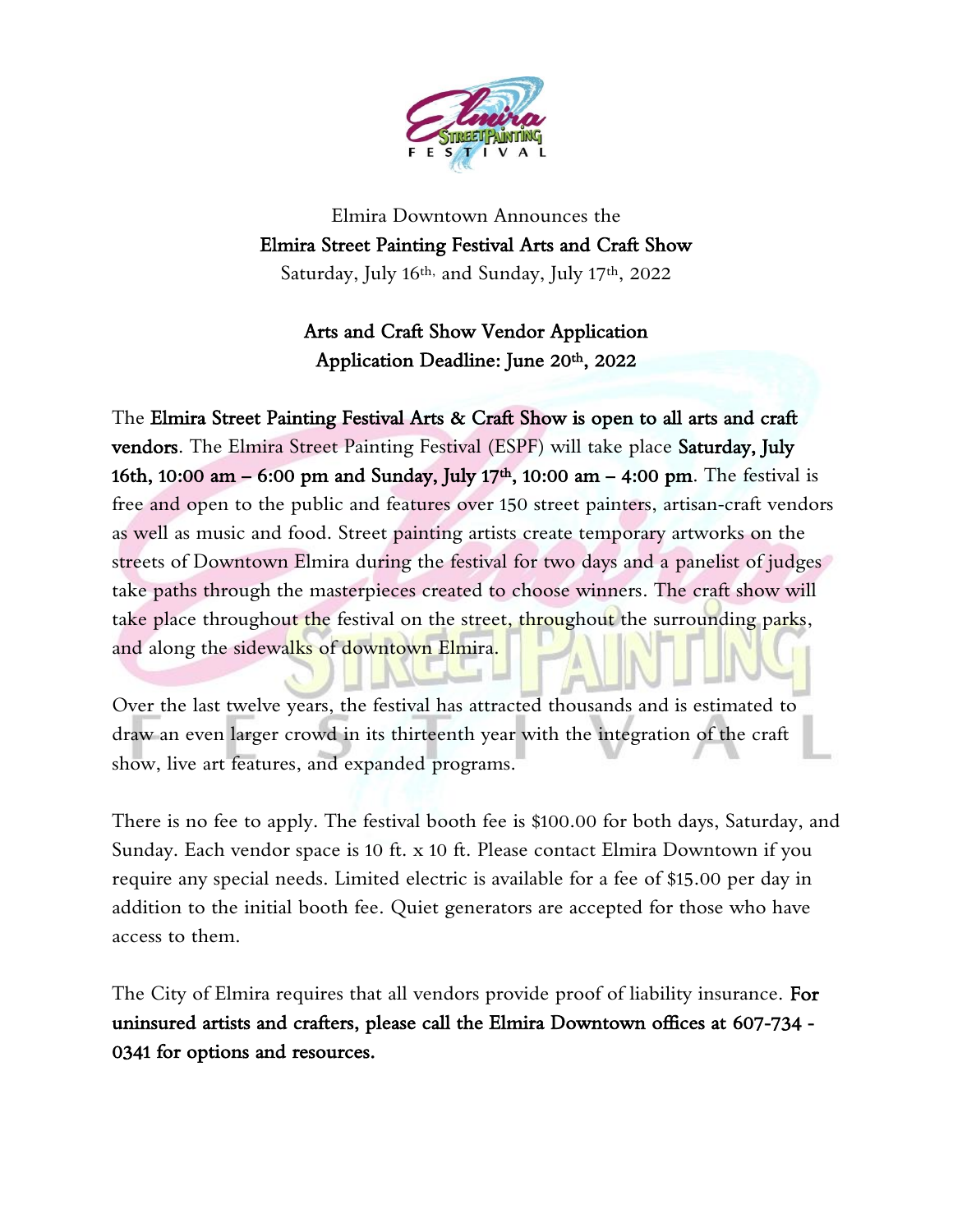Elmira Downtown Announces the

**Elmira Street Painting Festival Arts and Craft Show**

Saturday, July 16th, and Sunday, July 17th, 2022

## Arts and Craft Show Vendor Application

## Application Deadline: June 20th, 2022

The **Elmira Street Painting Festival Arts & Craft Show is open to all arts and craft vendors**. The Elmira Street Painting Festival (ESPF) will take place **Saturday, July 16th, 10:00 am – 6:00 pm and Sunday, July 17th, 10:00 am – 4:00 pm**. The festival is free and open to the public and features over 150 street painters, artisan-craft vendors as well as music and food. Street painting artists create temporary artworks on the streets of Downtown Elmira during the festival for two days and a panelist of judges take paths through the masterpieces created to choose winners. The craft show will take place throughout the festival on the street, throughout the surrounding parks, and along the sidewalks of downtown Elmira.

Over the last twelve years, the festival has attracted thousands and is estimated to draw an even larger crowd in its thirteenth year with the integration of the craft show, live art features, and expanded programs.

There is no fee to apply. The festival booth fee is $100.00 for both days, Saturday, and Sunday. Each vendor space is 10 ft. x 10 ft. Please contact Elmira Downtown if you require any special needs. Limited electric is available for a fee of $15.00 per day in addition to the initial booth fee. Quiet generators are accepted for those who have access to them.

The City of Elmira requires that all vendors provide proof of liability insurance. **For uninsured artists and crafters, please call the Elmira Downtown offices at 607-734 - 0341 for options and resources.**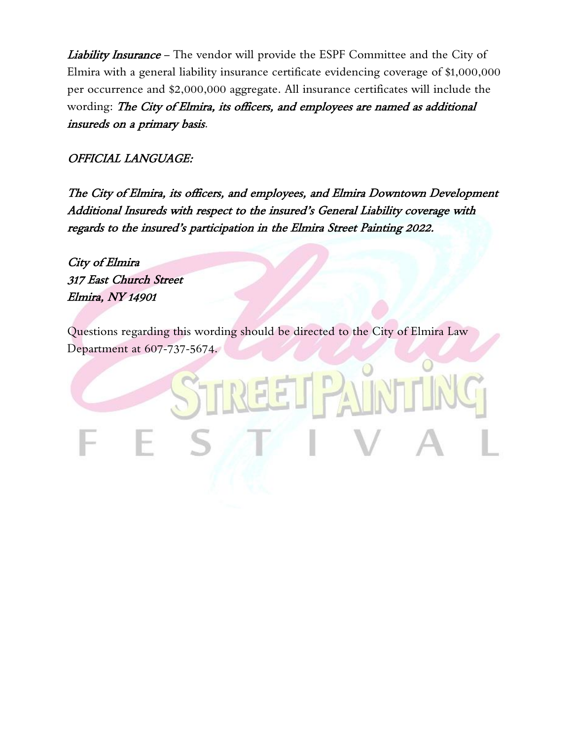***Liability Insurance*** – The vendor will provide the ESPF Committee and the City of Elmira with a general liability insurance certificate evidencing coverage of $1,000,000 per occurrence and $2,000,000 aggregate. All insurance certificates will include the wording: ***The City of Elmira, its officers, and employees are named as additional insureds on a primary basis***.

*OFFICIAL LANGUAGE:*

***The City of Elmira, its officers, and employees, and Elmira Downtown Development Additional Insureds with respect to the insured's General Liability coverage with regards to the insured's participation in the Elmira Street Painting 2022.***

*City of Elmira*
*317 East Church Street*
*Elmira, NY 14901*

Questions regarding this wording should be directed to the City of Elmira Law Department at 607-737-5674.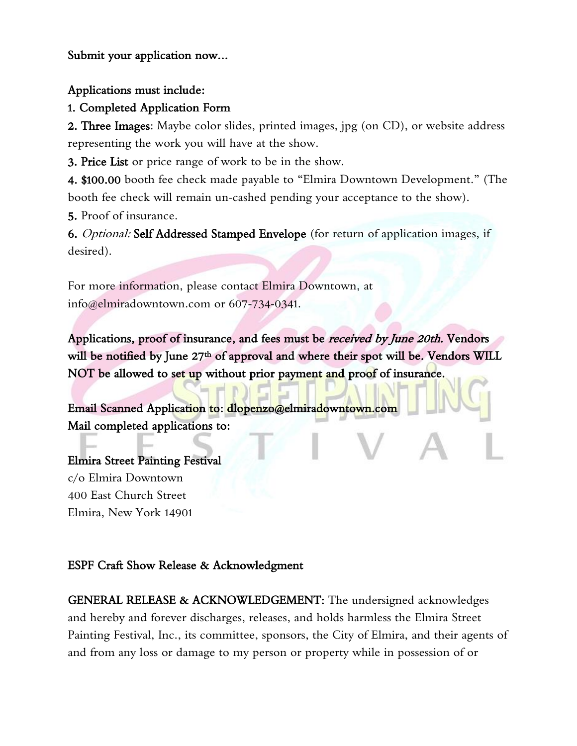**Submit your application now…**

**Applications must include:**

**1. Completed Application Form**

**2. Three Images**: Maybe color slides, printed images, jpg (on CD), or website address representing the work you will have at the show.

**3. Price List** or price range of work to be in the show.

**4. $100.00** booth fee check made payable to "Elmira Downtown Development." (The booth fee check will remain un-cashed pending your acceptance to the show).

**5.** Proof of insurance.

**6.** *Optional:* **Self Addressed Stamped Envelope** (for return of application images, if desired).

For more information, please contact Elmira Downtown, at info@elmiradowntown.com or 607-734-0341.

**Applications, proof of insurance, and fees must be *received by June 20th*. Vendors will be notified by June 27th of approval and where their spot will be. Vendors WILL NOT be allowed to set up without prior payment and proof of insurance.**

**Email Scanned Application to: dlopenzo@elmiradowntown.com**
**Mail completed applications to:**

**Elmira Street Painting Festival**
c/o Elmira Downtown
400 East Church Street
Elmira, New York 14901

**ESPF Craft Show Release & Acknowledgment**

**GENERAL RELEASE & ACKNOWLEDGEMENT:** The undersigned acknowledges and hereby and forever discharges, releases, and holds harmless the Elmira Street Painting Festival, Inc., its committee, sponsors, the City of Elmira, and their agents of and from any loss or damage to my person or property while in possession of or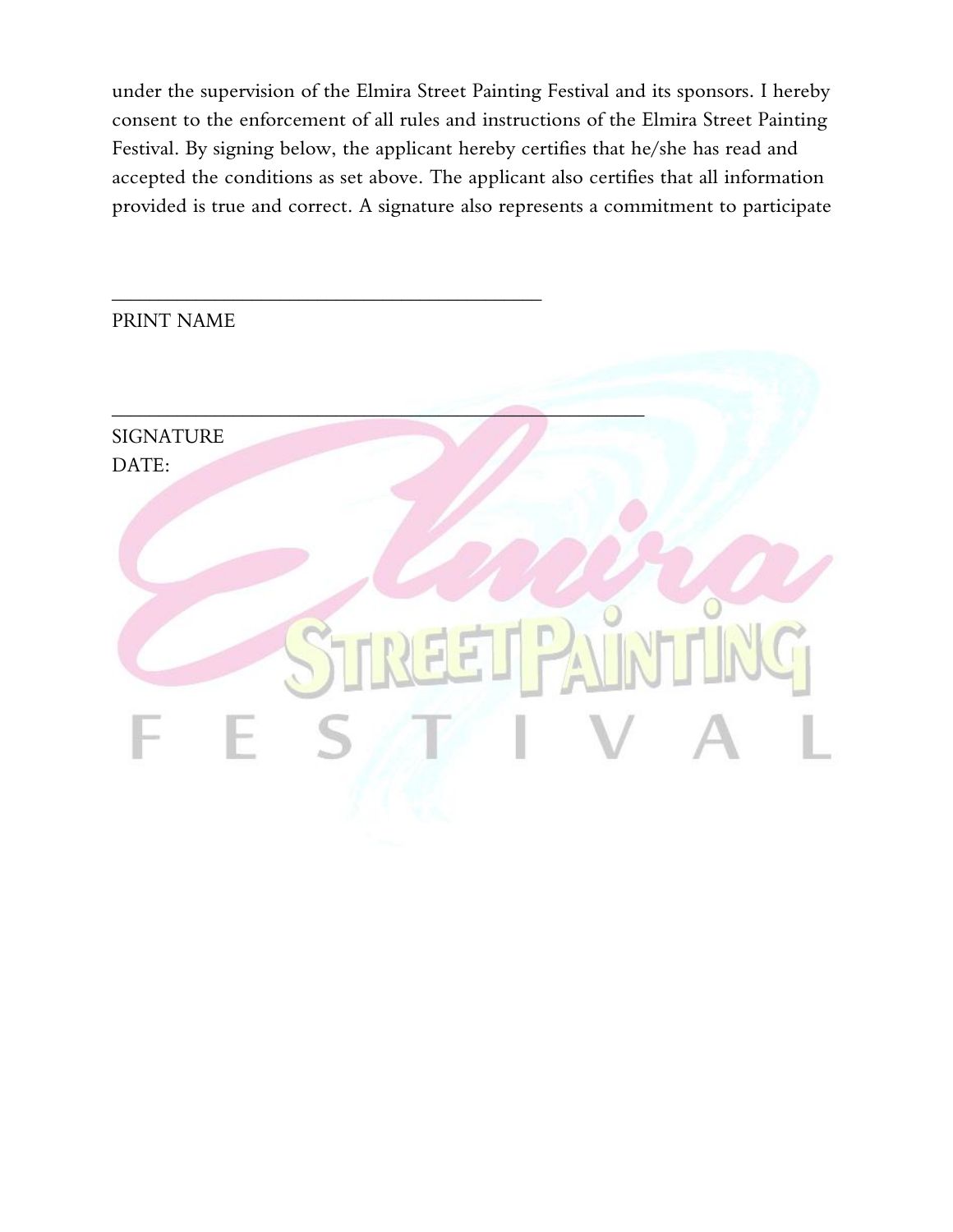under the supervision of the Elmira Street Painting Festival and its sponsors. I hereby consent to the enforcement of all rules and instructions of the Elmira Street Painting Festival. By signing below, the applicant hereby certifies that he/she has read and accepted the conditions as set above. The applicant also certifies that all information provided is true and correct. A signature also represents a commitment to participate

\_\_\_\_\_\_\_\_\_\_\_\_\_\_\_\_\_\_\_\_\_\_\_\_\_\_\_\_\_\_\_\_\_\_\_\_\_\_\_\_

PRINT NAME

\_\_\_\_\_\_\_\_\_\_\_\_\_\_\_\_\_\_\_\_\_\_\_\_\_\_\_\_\_\_\_\_\_\_\_\_\_\_\_\_\_\_\_\_\_\_\_\_

SIGNATURE

DATE: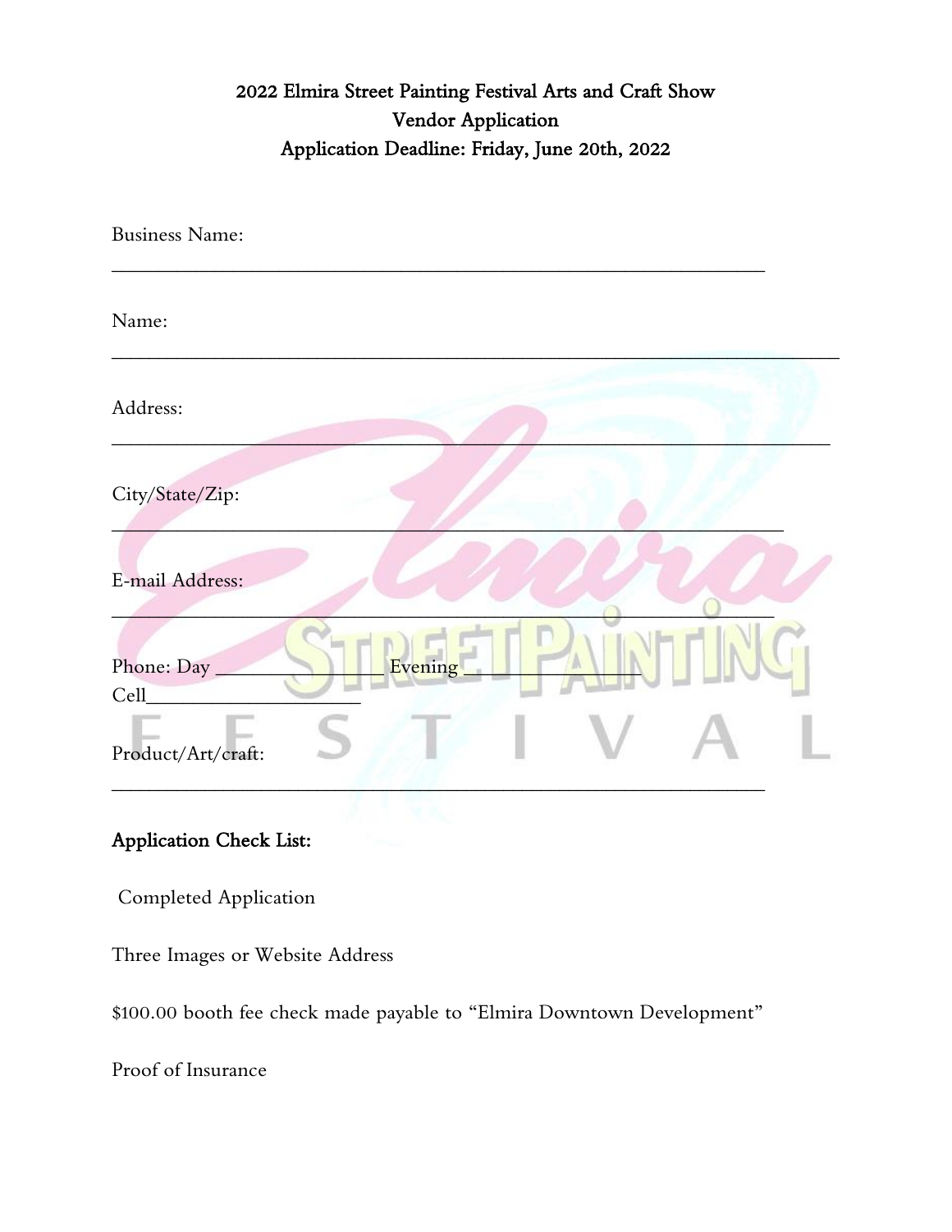## 2022 Elmira Street Painting Festival Arts and Craft Show
## Vendor Application
## Application Deadline: Friday, June 20th, 2022

Business Name:
______________________________________________________________

Name:
______________________________________________________________________

Address:
_____________________________________________________________________

City/State/Zip:
________________________________________________________________

E-mail Address:
_______________________________________________________________

Phone: Day _______________ Evening _______________
Cell____________________

Product/Art/craft:
______________________________________________________________

**Application Check List:**

Completed Application

Three Images or Website Address

$100.00 booth fee check made payable to "Elmira Downtown Development"

Proof of Insurance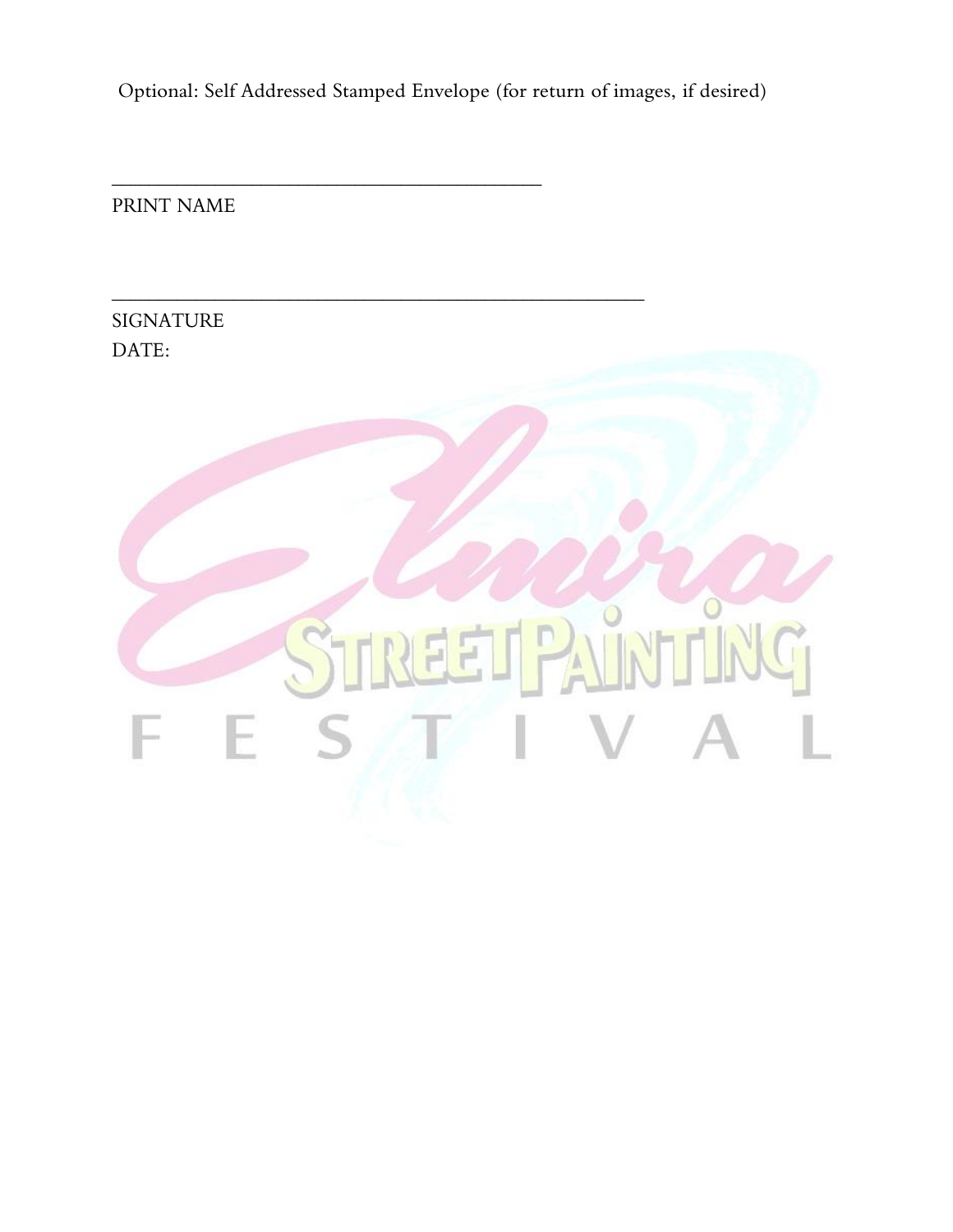Optional: Self Addressed Stamped Envelope (for return of images, if desired)

\_\_\_\_\_\_\_\_\_\_\_\_\_\_\_\_\_\_\_\_\_\_\_\_\_\_\_\_\_\_\_\_\_\_\_\_\_\_\_\_

PRINT NAME

\_\_\_\_\_\_\_\_\_\_\_\_\_\_\_\_\_\_\_\_\_\_\_\_\_\_\_\_\_\_\_\_\_\_\_\_\_\_\_\_\_\_\_\_\_\_\_\_\_\_

SIGNATURE

DATE: